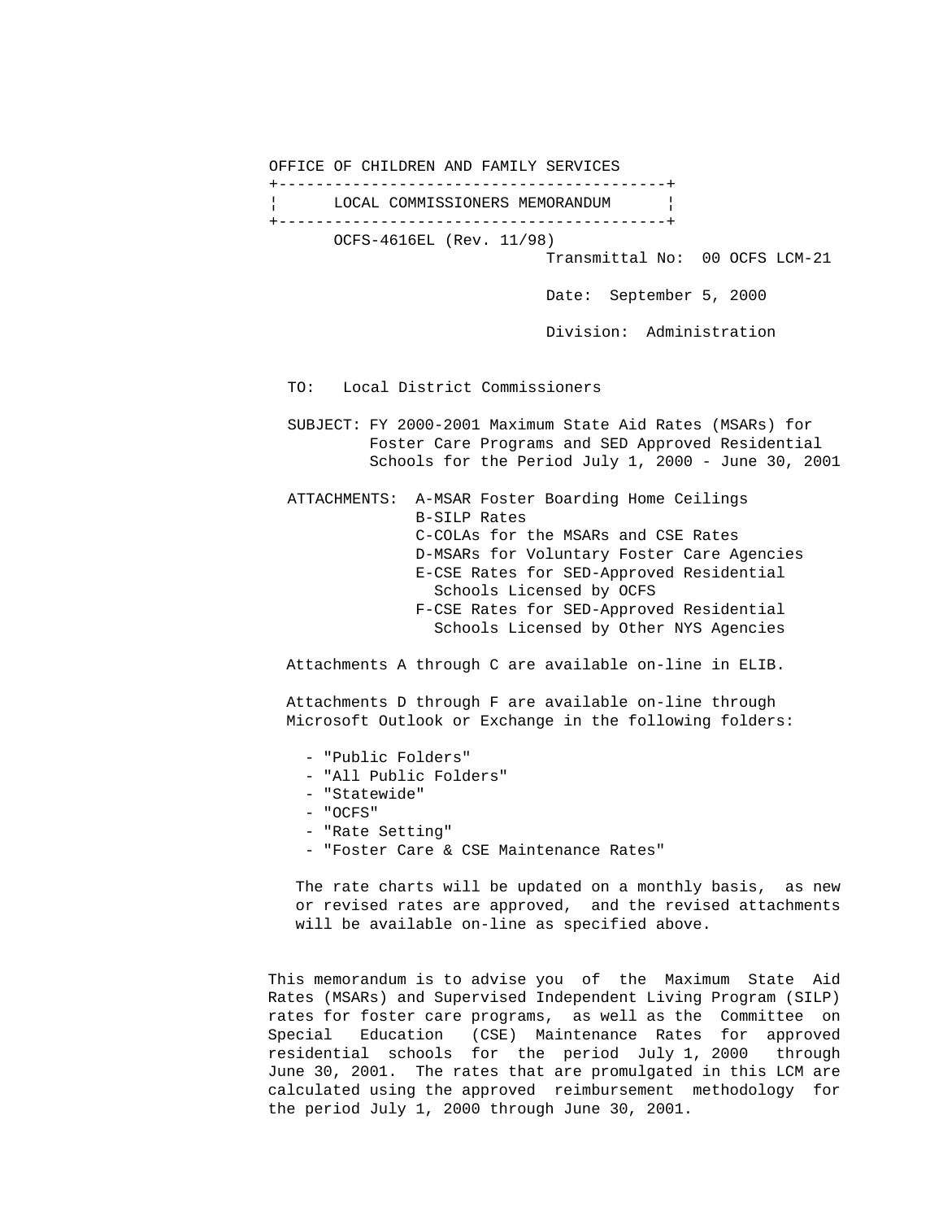OFFICE OF CHILDREN AND FAMILY SERVICES

**LOCAL COMMISSIONERS MEMORANDUM**

OCFS-4616EL (Rev. 11/98)

Transmittal No: 00 OCFS LCM-21

Date: September 5, 2000

Division: Administration

TO: Local District Commissioners

SUBJECT: FY 2000-2001 Maximum State Aid Rates (MSARs) for Foster Care Programs and SED Approved Residential Schools for the Period July 1, 2000 - June 30, 2001

ATTACHMENTS:
A-MSAR Foster Boarding Home Ceilings
B-SILP Rates
C-COLAs for the MSARs and CSE Rates
D-MSARs for Voluntary Foster Care Agencies
E-CSE Rates for SED-Approved Residential Schools Licensed by OCFS
F-CSE Rates for SED-Approved Residential Schools Licensed by Other NYS Agencies

Attachments A through C are available on-line in ELIB.

Attachments D through F are available on-line through Microsoft Outlook or Exchange in the following folders:

- "Public Folders"
- "All Public Folders"
- "Statewide"
- "OCFS"
- "Rate Setting"
- "Foster Care & CSE Maintenance Rates"

The rate charts will be updated on a monthly basis, as new or revised rates are approved, and the revised attachments will be available on-line as specified above.

This memorandum is to advise you of the Maximum State Aid Rates (MSARs) and Supervised Independent Living Program (SILP) rates for foster care programs, as well as the Committee on Special Education (CSE) Maintenance Rates for approved residential schools for the period July 1, 2000 through June 30, 2001. The rates that are promulgated in this LCM are calculated using the approved reimbursement methodology for the period July 1, 2000 through June 30, 2001.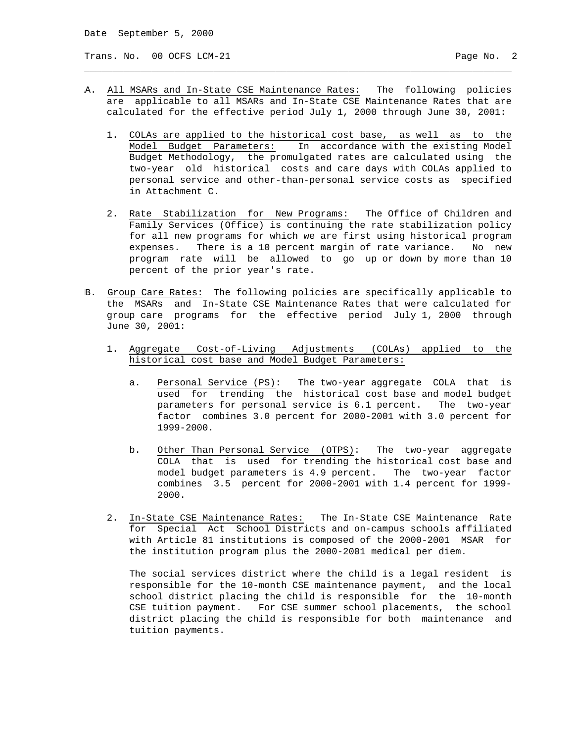A. <u>All MSARs and In-State CSE Maintenance Rates:</u> The following policies are applicable to all MSARs and In-State CSE Maintenance Rates that are calculated for the effective period July 1, 2000 through June 30, 2001:

   1. <u>COLAs are applied to the historical cost base, as well as to the Model Budget Parameters:</u> In accordance with the existing Model Budget Methodology, the promulgated rates are calculated using the two-year old historical costs and care days with COLAs applied to personal service and other-than-personal service costs as specified in Attachment C.

   2. <u>Rate Stabilization for New Programs:</u> The Office of Children and Family Services (Office) is continuing the rate stabilization policy for all new programs for which we are first using historical program expenses. There is a 10 percent margin of rate variance. No new program rate will be allowed to go up or down by more than 10 percent of the prior year's rate.

B. <u>Group Care Rates:</u> The following policies are specifically applicable to the MSARs and In-State CSE Maintenance Rates that were calculated for group care programs for the effective period July 1, 2000 through June 30, 2001:

   1. <u>Aggregate Cost-of-Living Adjustments (COLAs) applied to the historical cost base and Model Budget Parameters:</u>

      a. <u>Personal Service (PS)</u>: The two-year aggregate COLA that is used for trending the historical cost base and model budget parameters for personal service is 6.1 percent. The two-year factor combines 3.0 percent for 2000-2001 with 3.0 percent for 1999-2000.

      b. <u>Other Than Personal Service (OTPS)</u>: The two-year aggregate COLA that is used for trending the historical cost base and model budget parameters is 4.9 percent. The two-year factor combines 3.5 percent for 2000-2001 with 1.4 percent for 1999-2000.

   2. <u>In-State CSE Maintenance Rates:</u> The In-State CSE Maintenance Rate for Special Act School Districts and on-campus schools affiliated with Article 81 institutions is composed of the 2000-2001 MSAR for the institution program plus the 2000-2001 medical per diem.

      The social services district where the child is a legal resident is responsible for the 10-month CSE maintenance payment, and the local school district placing the child is responsible for the 10-month CSE tuition payment. For CSE summer school placements, the school district placing the child is responsible for both maintenance and tuition payments.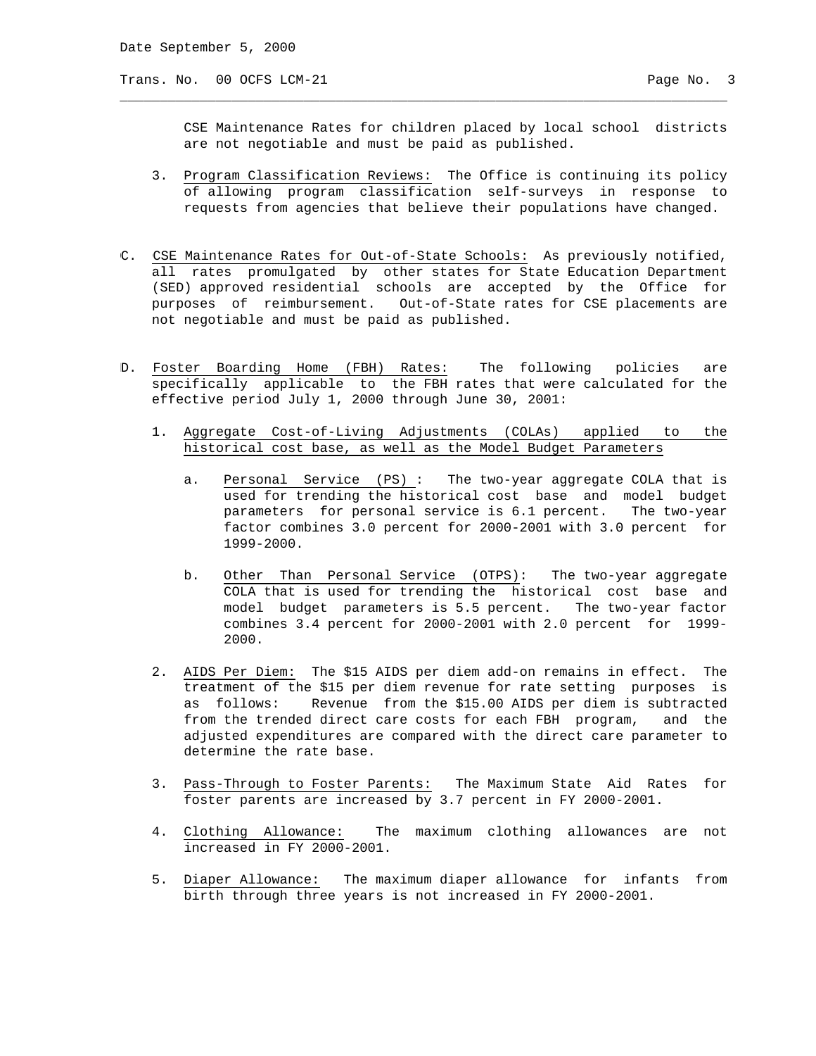CSE Maintenance Rates for children placed by local school districts are not negotiable and must be paid as published.

3. Program Classification Reviews: The Office is continuing its policy of allowing program classification self-surveys in response to requests from agencies that believe their populations have changed.

C. CSE Maintenance Rates for Out-of-State Schools: As previously notified, all rates promulgated by other states for State Education Department (SED) approved residential schools are accepted by the Office for purposes of reimbursement. Out-of-State rates for CSE placements are not negotiable and must be paid as published.

D. Foster Boarding Home (FBH) Rates: The following policies are specifically applicable to the FBH rates that were calculated for the effective period July 1, 2000 through June 30, 2001:

1. Aggregate Cost-of-Living Adjustments (COLAs) applied to the historical cost base, as well as the Model Budget Parameters

   a. Personal Service (PS) : The two-year aggregate COLA that is used for trending the historical cost base and model budget parameters for personal service is 6.1 percent. The two-year factor combines 3.0 percent for 2000-2001 with 3.0 percent for 1999-2000.

   b. Other Than Personal Service (OTPS): The two-year aggregate COLA that is used for trending the historical cost base and model budget parameters is 5.5 percent. The two-year factor combines 3.4 percent for 2000-2001 with 2.0 percent for 1999-2000.

2. AIDS Per Diem: The $15 AIDS per diem add-on remains in effect. The treatment of the $15 per diem revenue for rate setting purposes is as follows: Revenue from the $15.00 AIDS per diem is subtracted from the trended direct care costs for each FBH program, and the adjusted expenditures are compared with the direct care parameter to determine the rate base.

3. Pass-Through to Foster Parents: The Maximum State Aid Rates for foster parents are increased by 3.7 percent in FY 2000-2001.

4. Clothing Allowance: The maximum clothing allowances are not increased in FY 2000-2001.

5. Diaper Allowance: The maximum diaper allowance for infants from birth through three years is not increased in FY 2000-2001.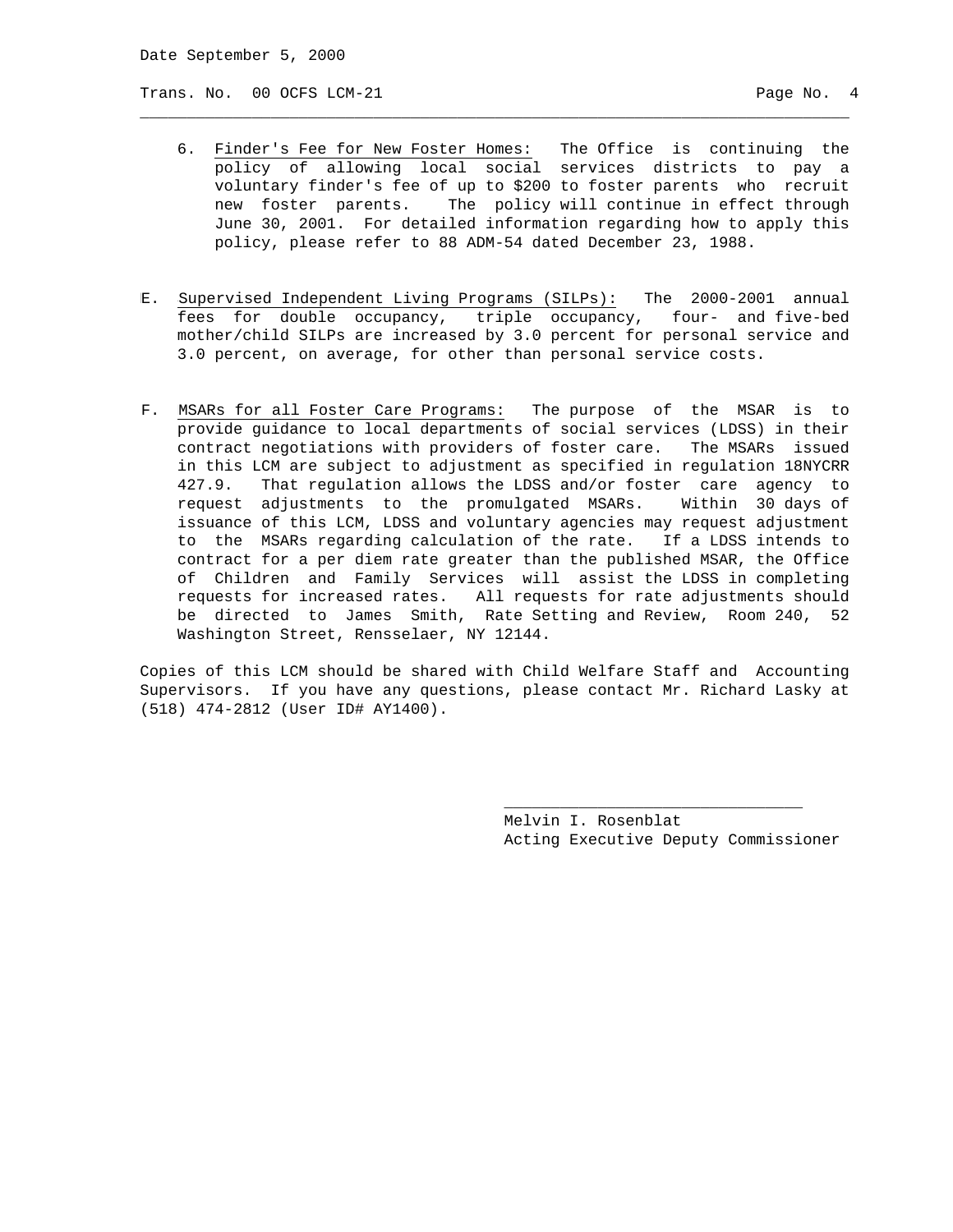6. Finder's Fee for New Foster Homes: The Office is continuing the policy of allowing local social services districts to pay a voluntary finder's fee of up to $200 to foster parents who recruit new foster parents. The policy will continue in effect through June 30, 2001. For detailed information regarding how to apply this policy, please refer to 88 ADM-54 dated December 23, 1988.

E. Supervised Independent Living Programs (SILPs): The 2000-2001 annual fees for double occupancy, triple occupancy, four- and five-bed mother/child SILPs are increased by 3.0 percent for personal service and 3.0 percent, on average, for other than personal service costs.

F. MSARs for all Foster Care Programs: The purpose of the MSAR is to provide guidance to local departments of social services (LDSS) in their contract negotiations with providers of foster care. The MSARs issued in this LCM are subject to adjustment as specified in regulation 18NYCRR 427.9. That regulation allows the LDSS and/or foster care agency to request adjustments to the promulgated MSARs. Within 30 days of issuance of this LCM, LDSS and voluntary agencies may request adjustment to the MSARs regarding calculation of the rate. If a LDSS intends to contract for a per diem rate greater than the published MSAR, the Office of Children and Family Services will assist the LDSS in completing requests for increased rates. All requests for rate adjustments should be directed to James Smith, Rate Setting and Review, Room 240, 52 Washington Street, Rensselaer, NY 12144.

Copies of this LCM should be shared with Child Welfare Staff and Accounting Supervisors. If you have any questions, please contact Mr. Richard Lasky at (518) 474-2812 (User ID# AY1400).

Melvin I. Rosenblat
Acting Executive Deputy Commissioner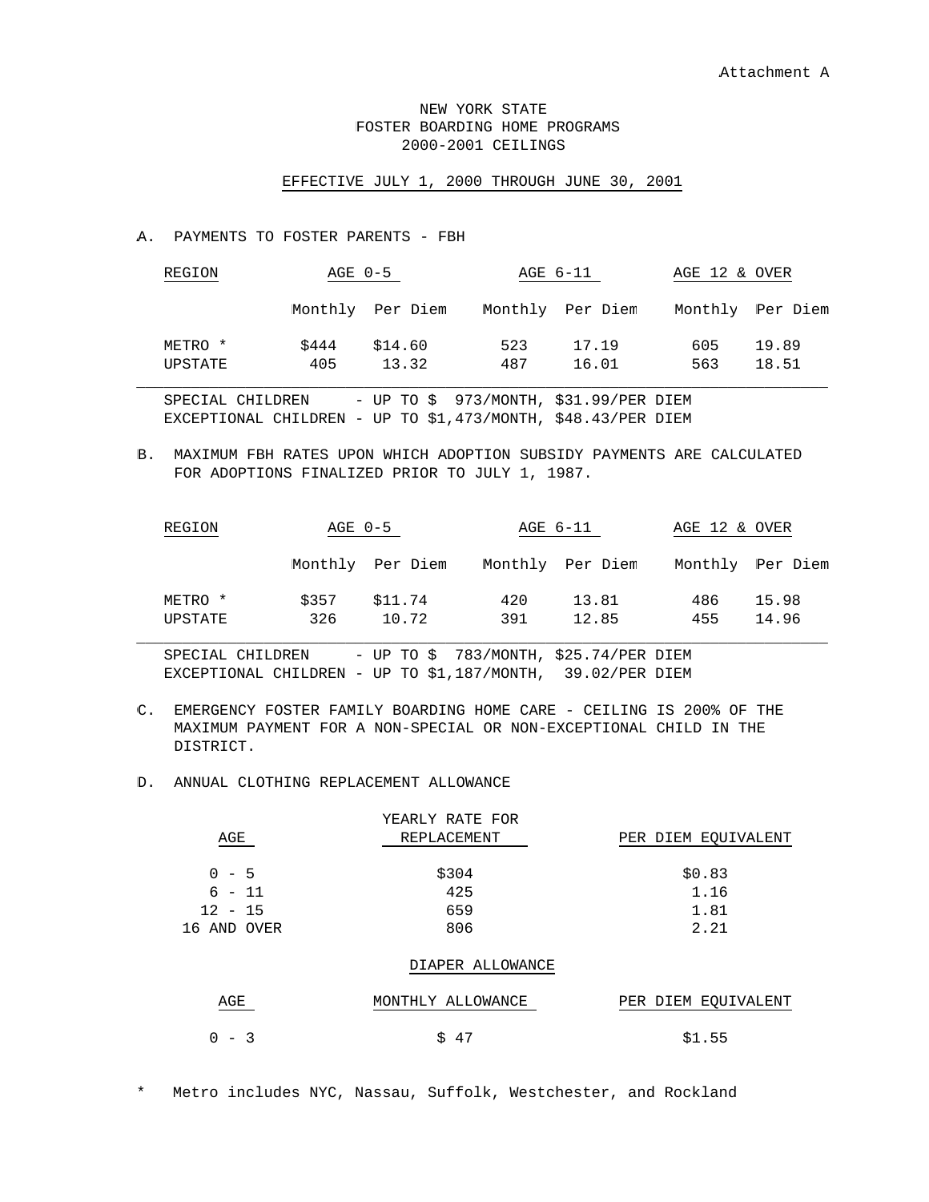Attachment A

# NEW YORK STATE
# FOSTER BOARDING HOME PROGRAMS
# 2000-2001 CEILINGS

EFFECTIVE JULY 1, 2000 THROUGH JUNE 30, 2001

A. PAYMENTS TO FOSTER PARENTS - FBH

| REGION | AGE 0-5 | | AGE 6-11 | | AGE 12 & OVER | |
|---|---|---|---|---|---|---|
| | Monthly | Per Diem | Monthly | Per Diem | Monthly | Per Diem |
| METRO * | $444 | $14.60 | 523 | 17.19 | 605 | 19.89 |
| UPSTATE | 405 | 13.32 | 487 | 16.01 | 563 | 18.51 |

SPECIAL CHILDREN - UP TO $ 973/MONTH, $31.99/PER DIEM
EXCEPTIONAL CHILDREN - UP TO $1,473/MONTH, $48.43/PER DIEM

B. MAXIMUM FBH RATES UPON WHICH ADOPTION SUBSIDY PAYMENTS ARE CALCULATED FOR ADOPTIONS FINALIZED PRIOR TO JULY 1, 1987.

| REGION | AGE 0-5 | | AGE 6-11 | | AGE 12 & OVER | |
|---|---|---|---|---|---|---|
| | Monthly | Per Diem | Monthly | Per Diem | Monthly | Per Diem |
| METRO * | $357 | $11.74 | 420 | 13.81 | 486 | 15.98 |
| UPSTATE | 326 | 10.72 | 391 | 12.85 | 455 | 14.96 |

SPECIAL CHILDREN - UP TO $ 783/MONTH, $25.74/PER DIEM
EXCEPTIONAL CHILDREN - UP TO $1,187/MONTH, 39.02/PER DIEM

C. EMERGENCY FOSTER FAMILY BOARDING HOME CARE - CEILING IS 200% OF THE MAXIMUM PAYMENT FOR A NON-SPECIAL OR NON-EXCEPTIONAL CHILD IN THE DISTRICT.

D. ANNUAL CLOTHING REPLACEMENT ALLOWANCE

| AGE | YEARLY RATE FOR REPLACEMENT | PER DIEM EQUIVALENT |
|---|---|---|
| 0 - 5 | $304 | $0.83 |
| 6 - 11 | 425 | 1.16 |
| 12 - 15 | 659 | 1.81 |
| 16 AND OVER | 806 | 2.21 |

DIAPER ALLOWANCE

| AGE | MONTHLY ALLOWANCE | PER DIEM EQUIVALENT |
|---|---|---|
| 0 - 3 | $ 47 | $1.55 |

\* Metro includes NYC, Nassau, Suffolk, Westchester, and Rockland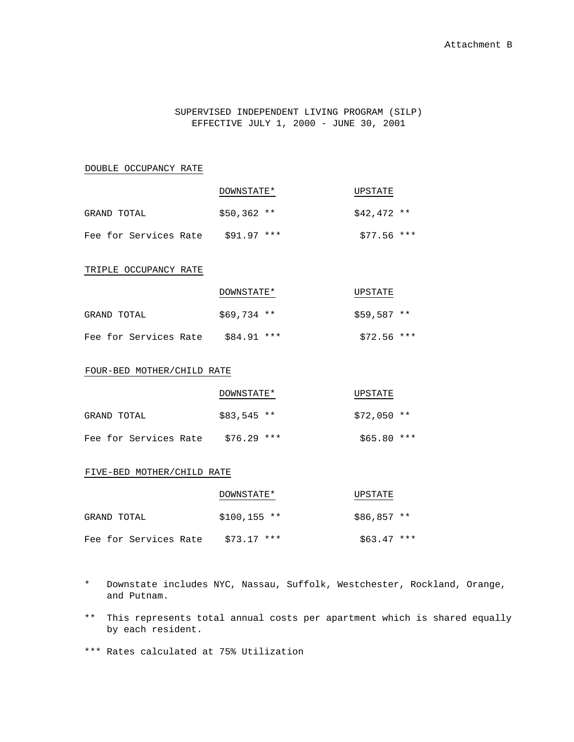Attachment B

# SUPERVISED INDEPENDENT LIVING PROGRAM (SILP)
## EFFECTIVE JULY 1, 2000 - JUNE 30, 2001

### DOUBLE OCCUPANCY RATE

| | DOWNSTATE* | UPSTATE |
|---|---|---|
| GRAND TOTAL | $50,362 ** | $42,472 ** |
| Fee for Services Rate | $91.97 *** | $77.56 *** |

### TRIPLE OCCUPANCY RATE

| | DOWNSTATE* | UPSTATE |
|---|---|---|
| GRAND TOTAL | $69,734 ** | $59,587 ** |
| Fee for Services Rate | $84.91 *** | $72.56 *** |

### FOUR-BED MOTHER/CHILD RATE

| | DOWNSTATE* | UPSTATE |
|---|---|---|
| GRAND TOTAL | $83,545 ** | $72,050 ** |
| Fee for Services Rate | $76.29 *** | $65.80 *** |

### FIVE-BED MOTHER/CHILD RATE

| | DOWNSTATE* | UPSTATE |
|---|---|---|
| GRAND TOTAL | $100,155 ** | $86,857 ** |
| Fee for Services Rate | $73.17 *** | $63.47 *** |

\* Downstate includes NYC, Nassau, Suffolk, Westchester, Rockland, Orange, and Putnam.

** This represents total annual costs per apartment which is shared equally by each resident.

*** Rates calculated at 75% Utilization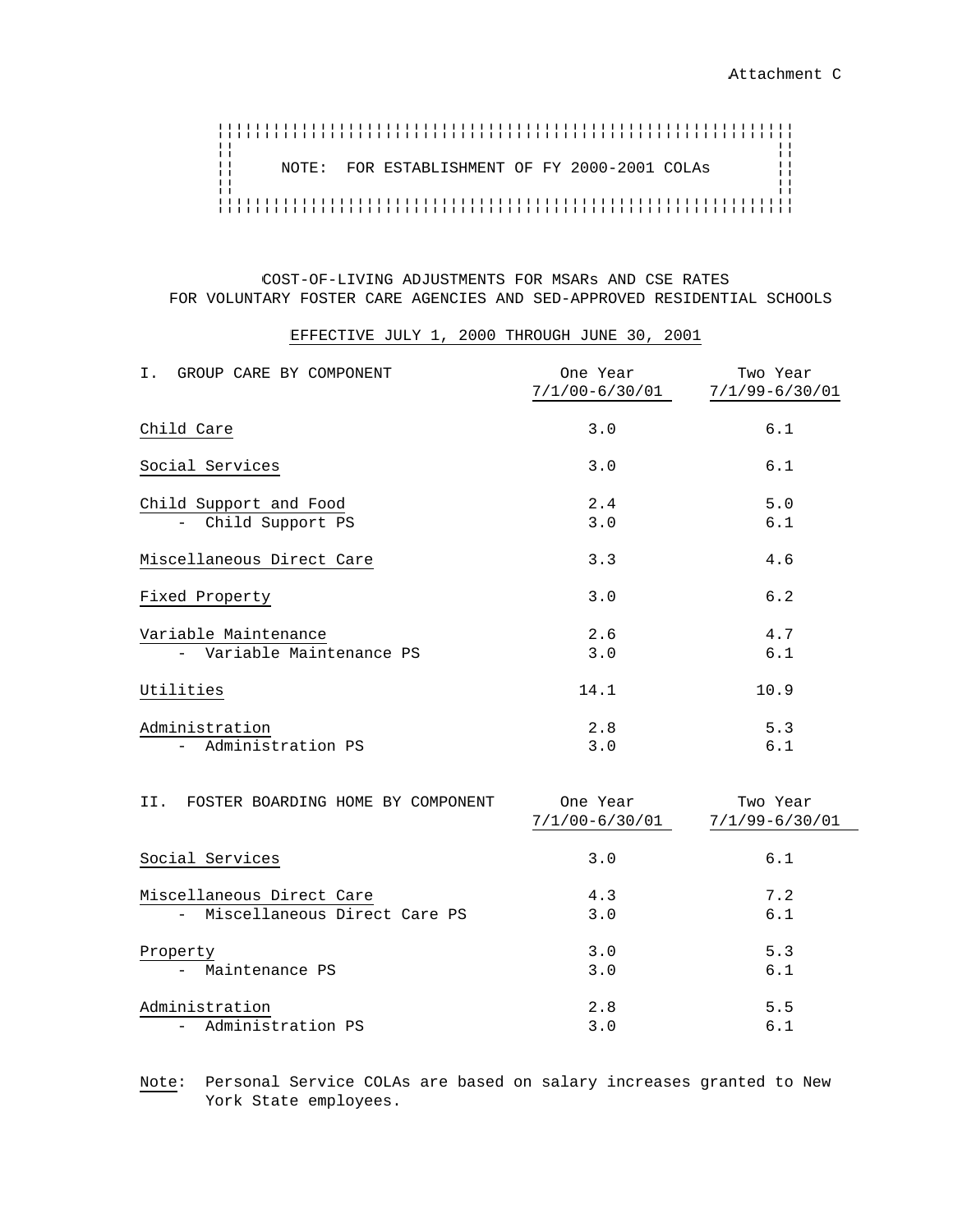Attachment C

**NOTE: FOR ESTABLISHMENT OF FY 2000-2001 COLAs**

COST-OF-LIVING ADJUSTMENTS FOR MSARs AND CSE RATES
FOR VOLUNTARY FOSTER CARE AGENCIES AND SED-APPROVED RESIDENTIAL SCHOOLS

EFFECTIVE JULY 1, 2000 THROUGH JUNE 30, 2001

| I. GROUP CARE BY COMPONENT | One Year 7/1/00-6/30/01 | Two Year 7/1/99-6/30/01 |
|---|---|---|
| Child Care | 3.0 | 6.1 |
| Social Services | 3.0 | 6.1 |
| Child Support and Food | 2.4 | 5.0 |
| - Child Support PS | 3.0 | 6.1 |
| Miscellaneous Direct Care | 3.3 | 4.6 |
| Fixed Property | 3.0 | 6.2 |
| Variable Maintenance | 2.6 | 4.7 |
| - Variable Maintenance PS | 3.0 | 6.1 |
| Utilities | 14.1 | 10.9 |
| Administration | 2.8 | 5.3 |
| - Administration PS | 3.0 | 6.1 |

| II. FOSTER BOARDING HOME BY COMPONENT | One Year 7/1/00-6/30/01 | Two Year 7/1/99-6/30/01 |
|---|---|---|
| Social Services | 3.0 | 6.1 |
| Miscellaneous Direct Care | 4.3 | 7.2 |
| - Miscellaneous Direct Care PS | 3.0 | 6.1 |
| Property | 3.0 | 5.3 |
| - Maintenance PS | 3.0 | 6.1 |
| Administration | 2.8 | 5.5 |
| - Administration PS | 3.0 | 6.1 |

Note: Personal Service COLAs are based on salary increases granted to New York State employees.